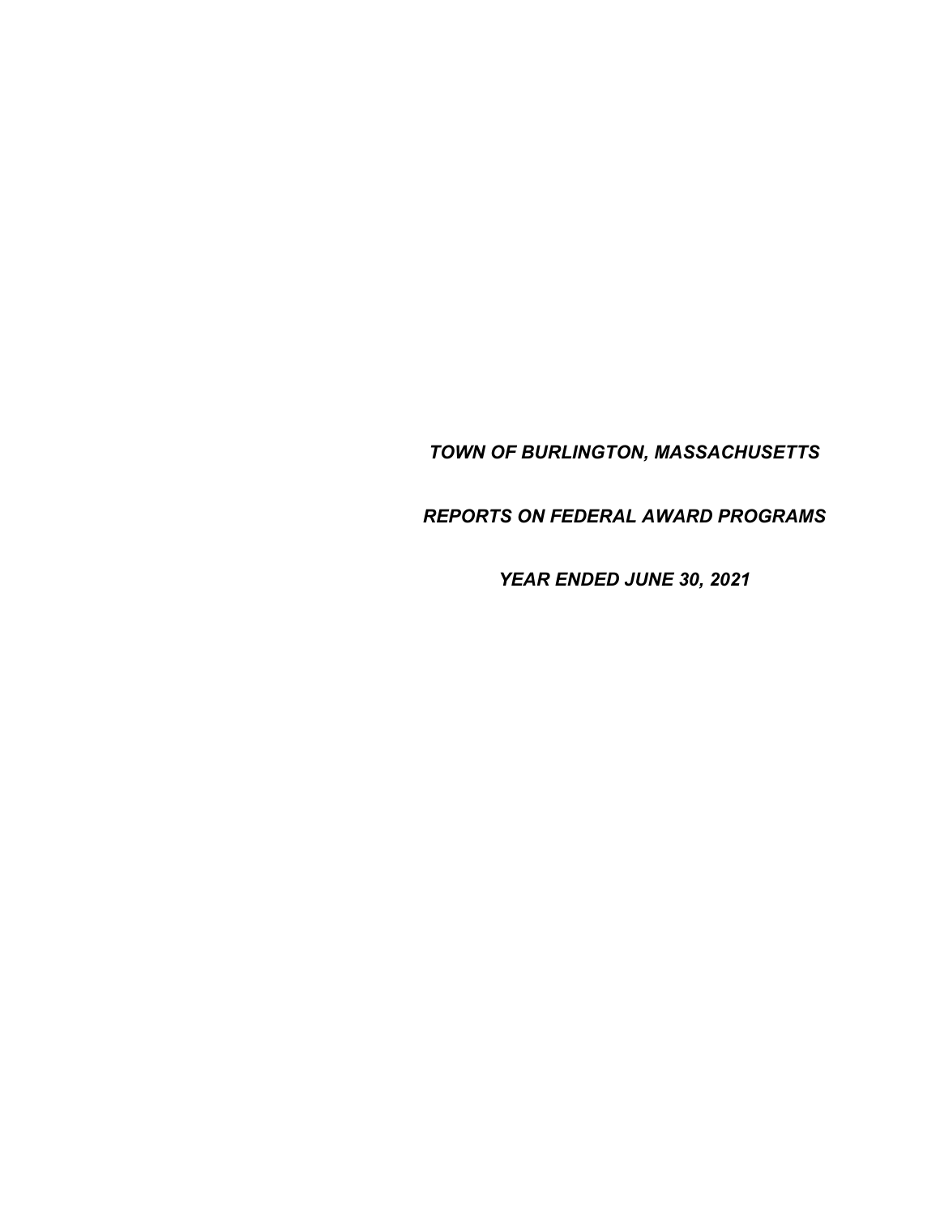# *TOWN OF BURLINGTON, MASSACHUSETTS*

## *REPORTS ON FEDERAL AWARD PROGRAMS*

### *YEAR ENDED JUNE 30, 2021*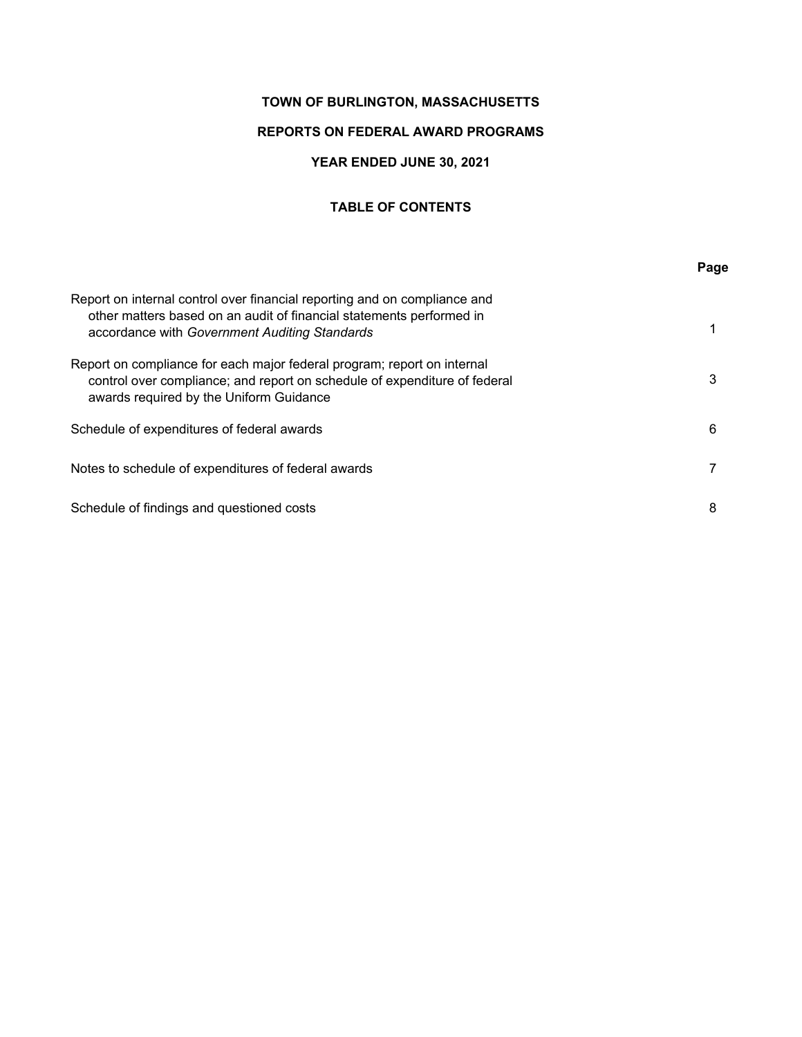**TOWN OF BURLINGTON, MASSACHUSETTS**

**REPORTS ON FEDERAL AWARD PROGRAMS**

**YEAR ENDED JUNE 30, 2021**

**TABLE OF CONTENTS**

| | **Page** |
|---|---|
| Report on internal control over financial reporting and on compliance and other matters based on an audit of financial statements performed in accordance with *Government Auditing Standards* | 1 |
| Report on compliance for each major federal program; report on internal control over compliance; and report on schedule of expenditure of federal awards required by the Uniform Guidance | 3 |
| Schedule of expenditures of federal awards | 6 |
| Notes to schedule of expenditures of federal awards | 7 |
| Schedule of findings and questioned costs | 8 |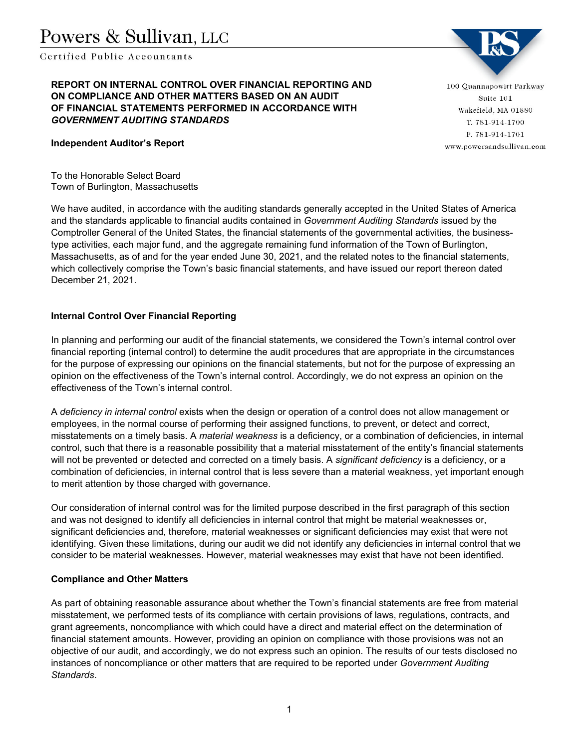# Powers & Sullivan, LLC

Certified Public Accountants

100 Quannapowitt Parkway
Suite 101
Wakefield, MA 01880
T. 781-914-1700
F. 781-914-1701
www.powersandsullivan.com

## REPORT ON INTERNAL CONTROL OVER FINANCIAL REPORTING AND ON COMPLIANCE AND OTHER MATTERS BASED ON AN AUDIT OF FINANCIAL STATEMENTS PERFORMED IN ACCORDANCE WITH *GOVERNMENT AUDITING STANDARDS*

**Independent Auditor's Report**

To the Honorable Select Board
Town of Burlington, Massachusetts

We have audited, in accordance with the auditing standards generally accepted in the United States of America and the standards applicable to financial audits contained in *Government Auditing Standards* issued by the Comptroller General of the United States, the financial statements of the governmental activities, the business-type activities, each major fund, and the aggregate remaining fund information of the Town of Burlington, Massachusetts, as of and for the year ended June 30, 2021, and the related notes to the financial statements, which collectively comprise the Town's basic financial statements, and have issued our report thereon dated December 21, 2021.

### Internal Control Over Financial Reporting

In planning and performing our audit of the financial statements, we considered the Town's internal control over financial reporting (internal control) to determine the audit procedures that are appropriate in the circumstances for the purpose of expressing our opinions on the financial statements, but not for the purpose of expressing an opinion on the effectiveness of the Town's internal control. Accordingly, we do not express an opinion on the effectiveness of the Town's internal control.

A *deficiency in internal control* exists when the design or operation of a control does not allow management or employees, in the normal course of performing their assigned functions, to prevent, or detect and correct, misstatements on a timely basis. A *material weakness* is a deficiency, or a combination of deficiencies, in internal control, such that there is a reasonable possibility that a material misstatement of the entity's financial statements will not be prevented or detected and corrected on a timely basis. A *significant deficiency* is a deficiency, or a combination of deficiencies, in internal control that is less severe than a material weakness, yet important enough to merit attention by those charged with governance.

Our consideration of internal control was for the limited purpose described in the first paragraph of this section and was not designed to identify all deficiencies in internal control that might be material weaknesses or, significant deficiencies and, therefore, material weaknesses or significant deficiencies may exist that were not identifying. Given these limitations, during our audit we did not identify any deficiencies in internal control that we consider to be material weaknesses. However, material weaknesses may exist that have not been identified.

### Compliance and Other Matters

As part of obtaining reasonable assurance about whether the Town's financial statements are free from material misstatement, we performed tests of its compliance with certain provisions of laws, regulations, contracts, and grant agreements, noncompliance with which could have a direct and material effect on the determination of financial statement amounts. However, providing an opinion on compliance with those provisions was not an objective of our audit, and accordingly, we do not express such an opinion. The results of our tests disclosed no instances of noncompliance or other matters that are required to be reported under *Government Auditing Standards*.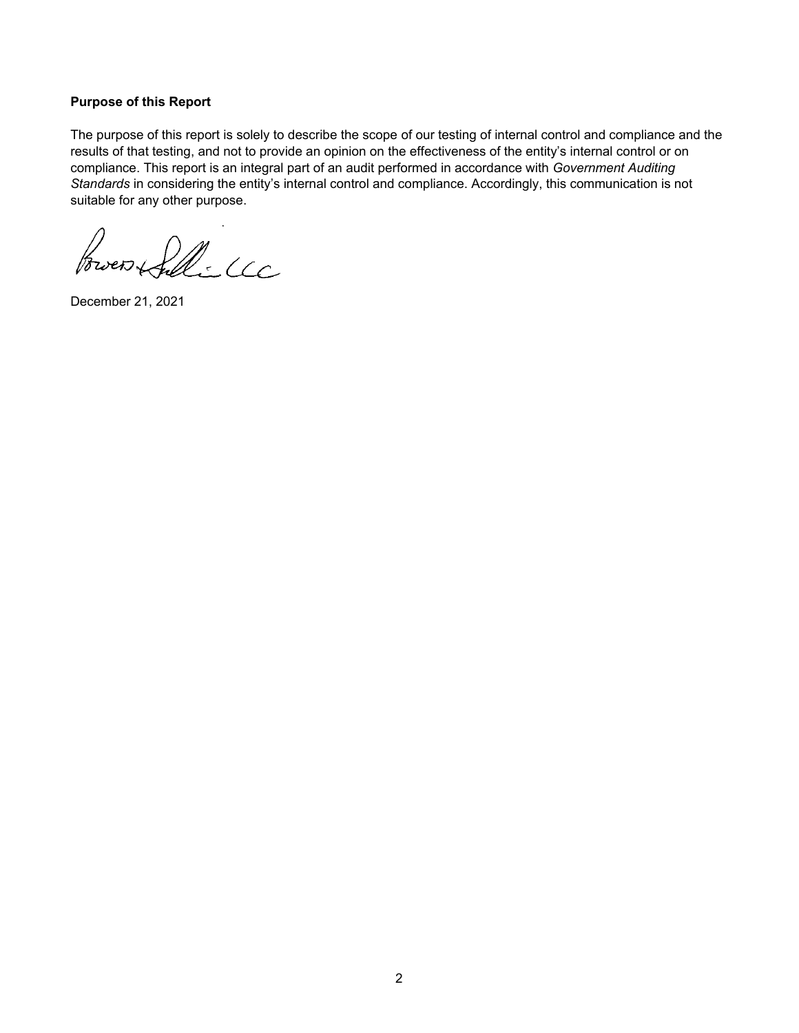**Purpose of this Report**

The purpose of this report is solely to describe the scope of our testing of internal control and compliance and the results of that testing, and not to provide an opinion on the effectiveness of the entity's internal control or on compliance. This report is an integral part of an audit performed in accordance with *Government Auditing Standards* in considering the entity's internal control and compliance. Accordingly, this communication is not suitable for any other purpose.

Bowers + Sullivan LLC

December 21, 2021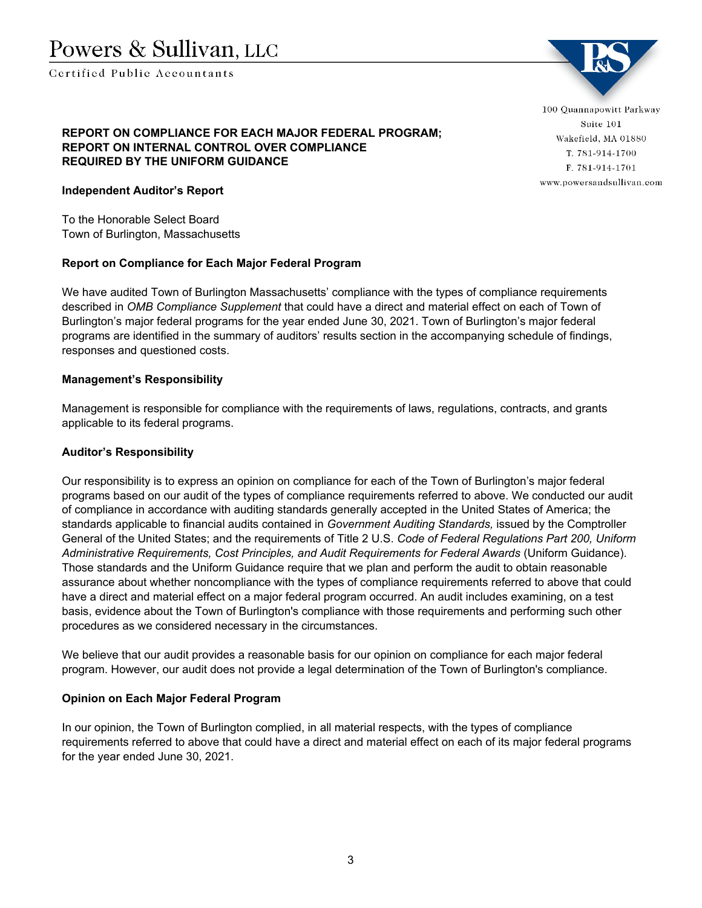# Powers & Sullivan, LLC

Certified Public Accountants

100 Quannapowitt Parkway
Suite 101
Wakefield, MA 01880
T. 781-914-1700
F. 781-914-1701
www.powersandsullivan.com

**REPORT ON COMPLIANCE FOR EACH MAJOR FEDERAL PROGRAM; REPORT ON INTERNAL CONTROL OVER COMPLIANCE REQUIRED BY THE UNIFORM GUIDANCE**

**Independent Auditor's Report**

To the Honorable Select Board
Town of Burlington, Massachusetts

**Report on Compliance for Each Major Federal Program**

We have audited Town of Burlington Massachusetts' compliance with the types of compliance requirements described in *OMB Compliance Supplement* that could have a direct and material effect on each of Town of Burlington's major federal programs for the year ended June 30, 2021. Town of Burlington's major federal programs are identified in the summary of auditors' results section in the accompanying schedule of findings, responses and questioned costs.

**Management's Responsibility**

Management is responsible for compliance with the requirements of laws, regulations, contracts, and grants applicable to its federal programs.

**Auditor's Responsibility**

Our responsibility is to express an opinion on compliance for each of the Town of Burlington's major federal programs based on our audit of the types of compliance requirements referred to above. We conducted our audit of compliance in accordance with auditing standards generally accepted in the United States of America; the standards applicable to financial audits contained in *Government Auditing Standards,* issued by the Comptroller General of the United States; and the requirements of Title 2 U.S. *Code of Federal Regulations Part 200, Uniform Administrative Requirements, Cost Principles, and Audit Requirements for Federal Awards* (Uniform Guidance). Those standards and the Uniform Guidance require that we plan and perform the audit to obtain reasonable assurance about whether noncompliance with the types of compliance requirements referred to above that could have a direct and material effect on a major federal program occurred. An audit includes examining, on a test basis, evidence about the Town of Burlington's compliance with those requirements and performing such other procedures as we considered necessary in the circumstances.

We believe that our audit provides a reasonable basis for our opinion on compliance for each major federal program. However, our audit does not provide a legal determination of the Town of Burlington's compliance.

**Opinion on Each Major Federal Program**

In our opinion, the Town of Burlington complied, in all material respects, with the types of compliance requirements referred to above that could have a direct and material effect on each of its major federal programs for the year ended June 30, 2021.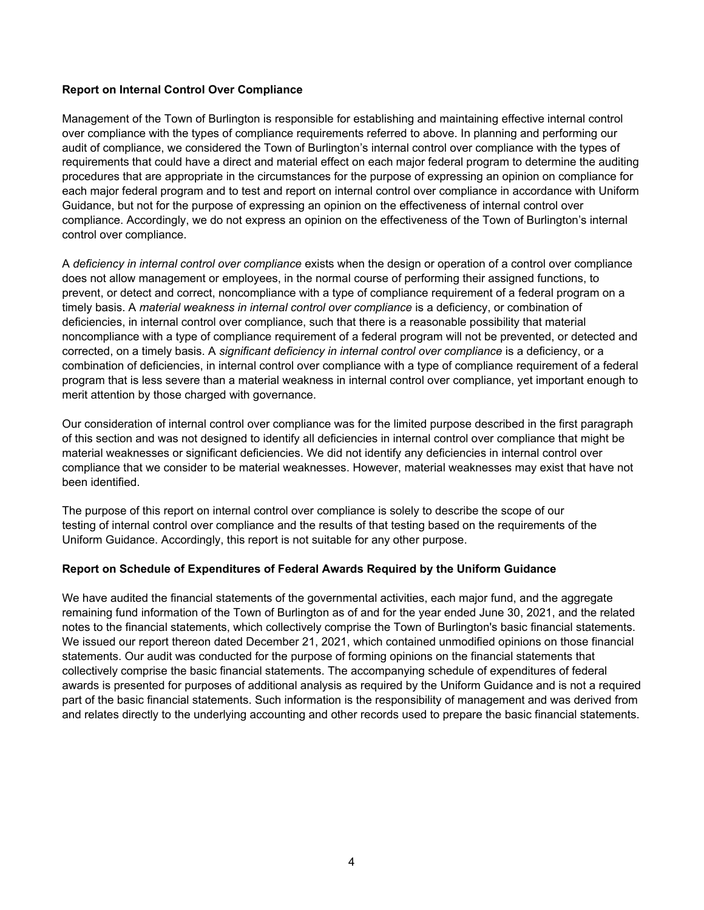**Report on Internal Control Over Compliance**

Management of the Town of Burlington is responsible for establishing and maintaining effective internal control over compliance with the types of compliance requirements referred to above. In planning and performing our audit of compliance, we considered the Town of Burlington's internal control over compliance with the types of requirements that could have a direct and material effect on each major federal program to determine the auditing procedures that are appropriate in the circumstances for the purpose of expressing an opinion on compliance for each major federal program and to test and report on internal control over compliance in accordance with Uniform Guidance, but not for the purpose of expressing an opinion on the effectiveness of internal control over compliance. Accordingly, we do not express an opinion on the effectiveness of the Town of Burlington's internal control over compliance.

A *deficiency in internal control over compliance* exists when the design or operation of a control over compliance does not allow management or employees, in the normal course of performing their assigned functions, to prevent, or detect and correct, noncompliance with a type of compliance requirement of a federal program on a timely basis. A *material weakness in internal control over compliance* is a deficiency, or combination of deficiencies, in internal control over compliance, such that there is a reasonable possibility that material noncompliance with a type of compliance requirement of a federal program will not be prevented, or detected and corrected, on a timely basis. A *significant deficiency in internal control over compliance* is a deficiency, or a combination of deficiencies, in internal control over compliance with a type of compliance requirement of a federal program that is less severe than a material weakness in internal control over compliance, yet important enough to merit attention by those charged with governance.

Our consideration of internal control over compliance was for the limited purpose described in the first paragraph of this section and was not designed to identify all deficiencies in internal control over compliance that might be material weaknesses or significant deficiencies. We did not identify any deficiencies in internal control over compliance that we consider to be material weaknesses. However, material weaknesses may exist that have not been identified.

The purpose of this report on internal control over compliance is solely to describe the scope of our testing of internal control over compliance and the results of that testing based on the requirements of the Uniform Guidance. Accordingly, this report is not suitable for any other purpose.

**Report on Schedule of Expenditures of Federal Awards Required by the Uniform Guidance**

We have audited the financial statements of the governmental activities, each major fund, and the aggregate remaining fund information of the Town of Burlington as of and for the year ended June 30, 2021, and the related notes to the financial statements, which collectively comprise the Town of Burlington's basic financial statements. We issued our report thereon dated December 21, 2021, which contained unmodified opinions on those financial statements. Our audit was conducted for the purpose of forming opinions on the financial statements that collectively comprise the basic financial statements. The accompanying schedule of expenditures of federal awards is presented for purposes of additional analysis as required by the Uniform Guidance and is not a required part of the basic financial statements. Such information is the responsibility of management and was derived from and relates directly to the underlying accounting and other records used to prepare the basic financial statements.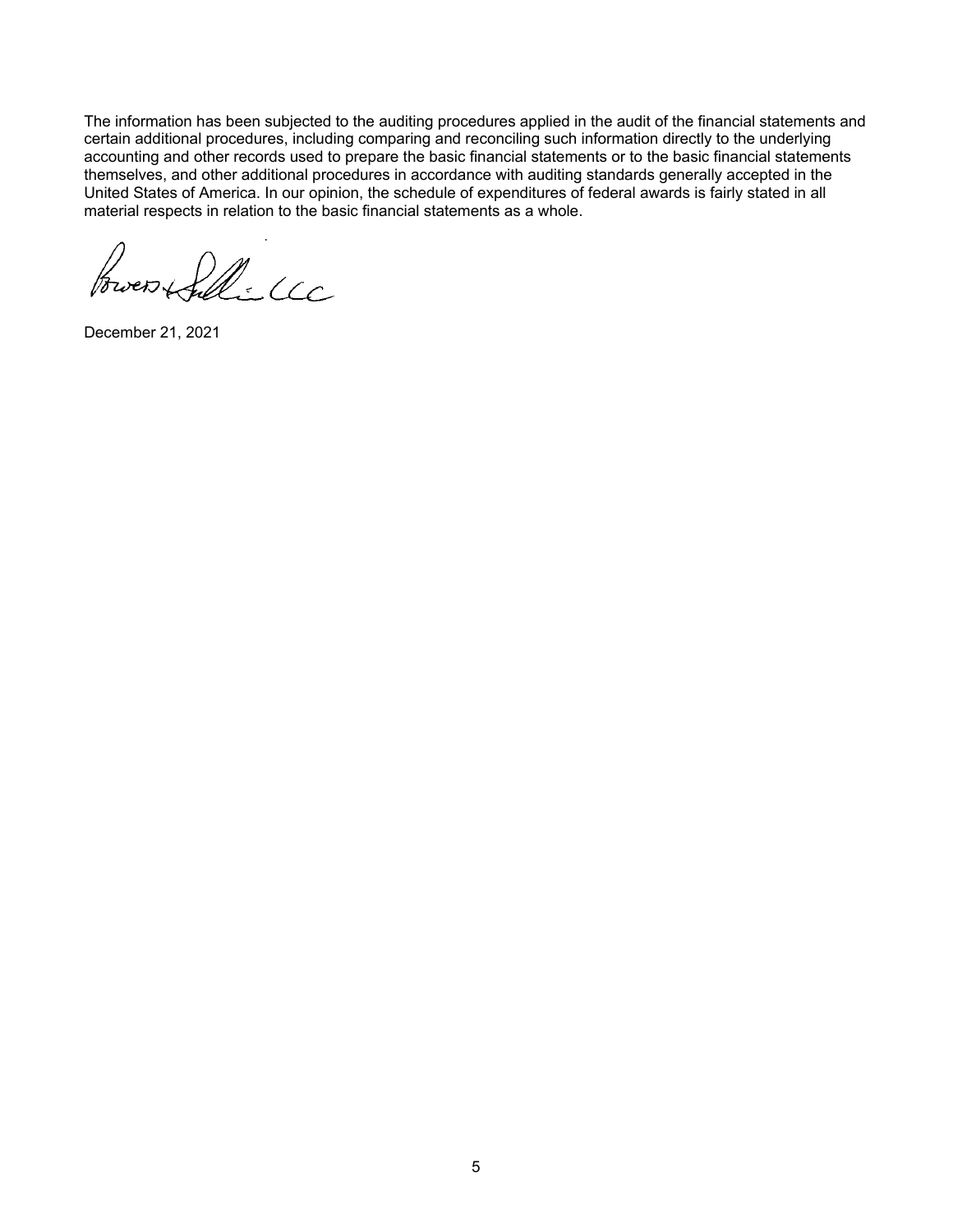The information has been subjected to the auditing procedures applied in the audit of the financial statements and certain additional procedures, including comparing and reconciling such information directly to the underlying accounting and other records used to prepare the basic financial statements or to the basic financial statements themselves, and other additional procedures in accordance with auditing standards generally accepted in the United States of America. In our opinion, the schedule of expenditures of federal awards is fairly stated in all material respects in relation to the basic financial statements as a whole.

Bowers + Sullivan LLC

December 21, 2021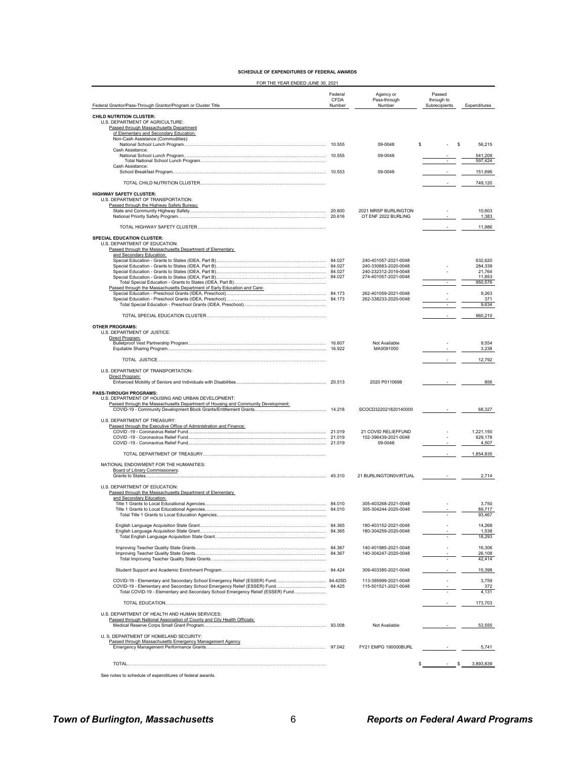**SCHEDULE OF EXPENDITURES OF FEDERAL AWARDS**

FOR THE YEAR ENDED JUNE 30, 2021

| Federal Grantor/Pass-Through Grantor/Program or Cluster Title | Federal CFDA Number | Agency or Pass-through Number | Passed through to Subrecipients | Expenditures |
|---|---|---|---|---|
| **CHILD NUTRITION CLUSTER:** | | | | |
| U.S. DEPARTMENT OF AGRICULTURE: | | | | |
| Passed through Massachusetts Department of Elementary and Secondary Education: | | | | |
| Non-Cash Assistance (Commodities): | | | | |
| National School Lunch Program | 10.555 | 09-0048 | $ - | $ 56,215 |
| Cash Assistance: | | | | |
| National School Lunch Program | 10.555 | 09-0048 | - | 541,209 |
| Total National School Lunch Program | | | - | 597,424 |
| Cash Assistance: | | | | |
| School Breakfast Program | 10.553 | 09-0048 | - | 151,696 |
| TOTAL CHILD NUTRITION CLUSTER | | | - | 749,120 |
| **HIGHWAY SAFETY CLUSTER:** | | | | |
| U.S. DEPARTMENT OF TRANSPORTATION: | | | | |
| Passed through the Highway Safety Bureau: | | | | |
| State and Community Highway Safety | 20.600 | 2021 MRSP BURLINGTON | - | 10,603 |
| National Priority Safety Program | 20.616 | OT ENF 2022 BURLING | - | 1,383 |
| TOTAL HIGHWAY SAFETY CLUSTER | | | - | 11,986 |
| **SPECIAL EDUCATION CLUSTER:** | | | | |
| U.S. DEPARTMENT OF EDUCATION: | | | | |
| Passed through the Massachusetts Department of Elementary and Secondary Education: | | | | |
| Special Education - Grants to States (IDEA, Part B) | 84.027 | 240-401057-2021-0048 | | 632,620 |
| Special Education - Grants to States (IDEA, Part B) | 84.027 | 240-330683-2020-0048 | - | 284,339 |
| Special Education - Grants to States (IDEA, Part B) | 84.027 | 240-232312-2019-0048 | - | 21,764 |
| Special Education - Grants to States (IDEA, Part B) | 84.027 | 274-401057-2021-0048 | | 11,853 |
| Total Special Education - Grants to States (IDEA, Part B) | | | - | 950,576 |
| Passed through the Massachusetts Department of Early Education and Care: | | | | |
| Special Education - Preschool Grants (IDEA, Preschool) | 84.173 | 262-401059-2021-0048 | - | 9,263 |
| Special Education - Preschool Grants (IDEA, Preschool) | 84.173 | 262-338233-2020-0048 | - | 371 |
| Total Special Education - Preschool Grants (IDEA, Preschool) | | | - | 9,634 |
| TOTAL SPECIAL EDUCATION CLUSTER | | | - | 960,210 |
| **OTHER PROGRAMS:** | | | | |
| U.S. DEPARTMENT OF JUSTICE: | | | | |
| Direct Program: | | | | |
| Bulletproof Vest Partnership Program | 16.607 | Not Available | - | 9,554 |
| Equitable Sharing Program | 16.922 | MA0091000 | - | 3,238 |
| TOTAL JUSTICE | | | - | 12,792 |
| U.S. DEPARTMENT OF TRANSPORTATION: | | | | |
| Direct Program: | | | | |
| Enhanced Mobility of Seniors and Individuals with Disabilities | 20.513 | 2020 P0110698 | - | 856 |
| **PASS-THROUGH PROGRAMS:** | | | | |
| U.S. DEPARTMENT OF HOUSING AND URBAN DEVELOPMENT: | | | | |
| Passed through the Massachusetts Department of Housing and Community Development: | | | | |
| COVID-19 - Community Development Block Grants/Entitlement Grants | 14.218 | SCOCD322021820140000 | - | 68,327 |
| U.S. DEPARTMENT OF TREASURY: | | | | |
| Passed through the Executive Office of Administration and Finance: | | | | |
| COVID -19 - Coronavirus Relief Fund | 21.019 | 21 COVID RELIEFFUND | - | 1,221,150 |
| COVID -19 - Coronavirus Relief Fund | 21.019 | 102-396439-2021-0048 | - | 629,178 |
| COVID -19 - Coronavirus Relief Fund | 21.019 | 09-0048 | - | 4,507 |
| TOTAL DEPARTMENT OF TREASURY | | | - | 1,854,835 |
| NATIONAL ENDOWMENT FOR THE HUMANITIES: | | | | |
| Board of Library Commissioners: | | | | |
| Grants to States | 45.310 | 21 BURLINGTON0VIRTUAL | - | 2,714 |
| U.S. DEPARTMENT OF EDUCATION: | | | | |
| Passed through the Massachusetts Department of Elementary and Secondary Education: | | | | |
| Title 1 Grants to Local Educational Agencies | 84.010 | 305-403268-2021-0048 | - | 3,750 |
| Title 1 Grants to Local Educational Agencies | 84.010 | 305-304244-2020-0048 | - | 89,717 |
| Total Title 1 Grants to Local Education Agencies | | | - | 93,467 |
| English Language Acquisition State Grant | 84.365 | 180-403152-2021-0048 | - | 14,268 |
| English Language Acquisition State Grant | 84.365 | 180-304259-2020-0048 | - | 1,538 |
| Total English Language Acquisition State Grant | | | - | 16,293 |
| Improving Teacher Quality State Grants | 84.367 | 140-401985-2021-0048 | - | 16,306 |
| Improving Teacher Quality State Grants | 84.367 | 140-304247-2020-0048 | - | 26,108 |
| Total Improving Teacher Quality State Grants | | | - | 42,414 |
| Student Support and Academic Enrichment Program | 84.424 | 309-403385-2021-0048 | - | 15,398 |
| COVID-19 - Elementary and Secondary School Emergency Relief (ESSER) Fund | 84.425D | 113-395999-2021-0048 | - | 3,759 |
| COVID-19 - Elementary and Secondary School Emergency Relief (ESSER) Fund | 84.425 | 115-501521-2021-0048 | - | 372 |
| Total COVID-19 - Elementary and Secondary School Emergency Relief (ESSER) Fund | | | - | 4,131 |
| TOTAL EDUCATION | | | - | 173,703 |
| U.S. DEPARTMENT OF HEALTH AND HUMAN SERVICES: | | | | |
| Passed through National Association of County and City Health Officials: | | | | |
| Medical Reserve Corps Small Grant Program | 93.008 | Not Available | - | 53,555 |
| U. S. DEPARTMENT OF HOMELAND SECURITY: | | | | |
| Passed through Massachusetts Emergency Management Agency | | | | |
| Emergency Management Performance Grants | 97.042 | FY21 EMPG 190000BURL | - | 5,741 |
| TOTAL | | | $ - | $ 3,893,839 |

See notes to schedule of expenditures of federal awards.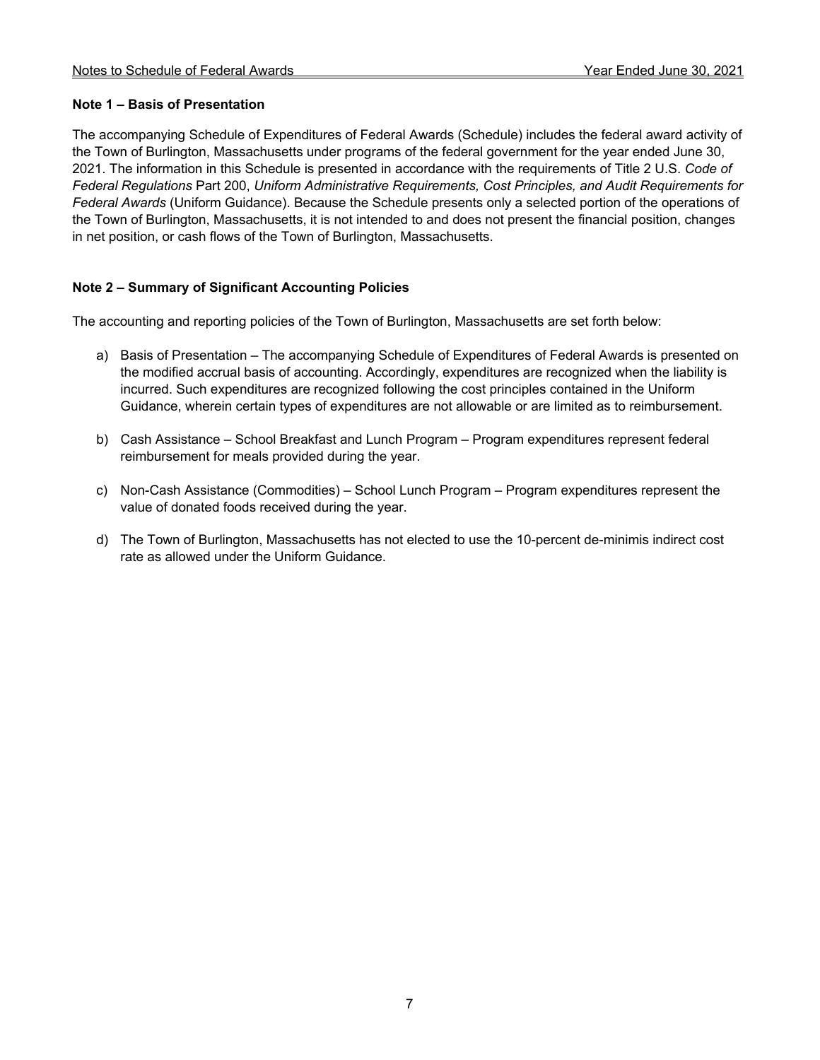**Note 1 – Basis of Presentation**

The accompanying Schedule of Expenditures of Federal Awards (Schedule) includes the federal award activity of the Town of Burlington, Massachusetts under programs of the federal government for the year ended June 30, 2021. The information in this Schedule is presented in accordance with the requirements of Title 2 U.S. *Code of Federal Regulations* Part 200, *Uniform Administrative Requirements, Cost Principles, and Audit Requirements for Federal Awards* (Uniform Guidance). Because the Schedule presents only a selected portion of the operations of the Town of Burlington, Massachusetts, it is not intended to and does not present the financial position, changes in net position, or cash flows of the Town of Burlington, Massachusetts.

**Note 2 – Summary of Significant Accounting Policies**

The accounting and reporting policies of the Town of Burlington, Massachusetts are set forth below:

a) Basis of Presentation – The accompanying Schedule of Expenditures of Federal Awards is presented on the modified accrual basis of accounting. Accordingly, expenditures are recognized when the liability is incurred. Such expenditures are recognized following the cost principles contained in the Uniform Guidance, wherein certain types of expenditures are not allowable or are limited as to reimbursement.

b) Cash Assistance – School Breakfast and Lunch Program – Program expenditures represent federal reimbursement for meals provided during the year.

c) Non-Cash Assistance (Commodities) – School Lunch Program – Program expenditures represent the value of donated foods received during the year.

d) The Town of Burlington, Massachusetts has not elected to use the 10-percent de-minimis indirect cost rate as allowed under the Uniform Guidance.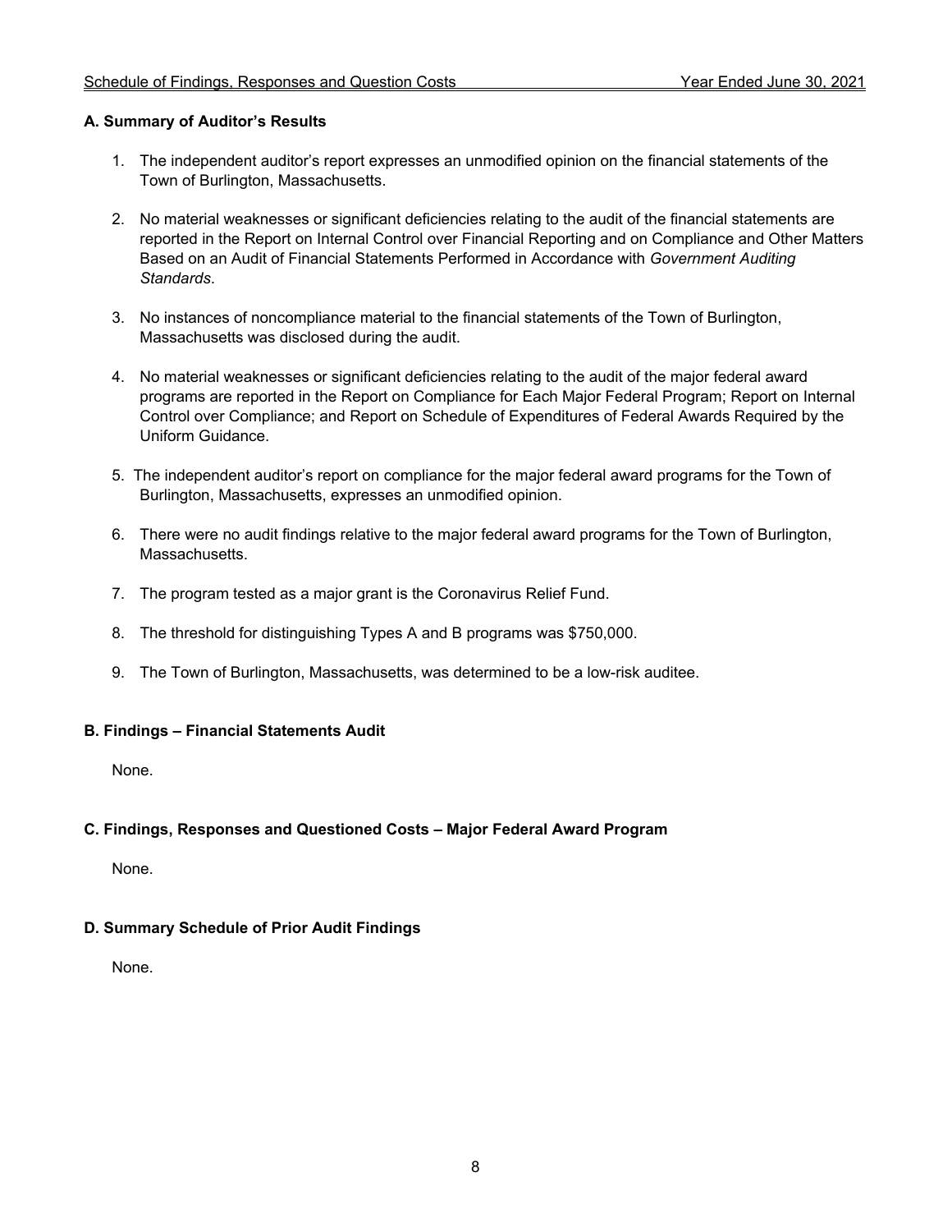Schedule of Findings, Responses and Question Costs — Year Ended June 30, 2021

### A. Summary of Auditor's Results

1. The independent auditor's report expresses an unmodified opinion on the financial statements of the Town of Burlington, Massachusetts.

2. No material weaknesses or significant deficiencies relating to the audit of the financial statements are reported in the Report on Internal Control over Financial Reporting and on Compliance and Other Matters Based on an Audit of Financial Statements Performed in Accordance with *Government Auditing Standards*.

3. No instances of noncompliance material to the financial statements of the Town of Burlington, Massachusetts was disclosed during the audit.

4. No material weaknesses or significant deficiencies relating to the audit of the major federal award programs are reported in the Report on Compliance for Each Major Federal Program; Report on Internal Control over Compliance; and Report on Schedule of Expenditures of Federal Awards Required by the Uniform Guidance.

5. The independent auditor's report on compliance for the major federal award programs for the Town of Burlington, Massachusetts, expresses an unmodified opinion.

6. There were no audit findings relative to the major federal award programs for the Town of Burlington, Massachusetts.

7. The program tested as a major grant is the Coronavirus Relief Fund.

8. The threshold for distinguishing Types A and B programs was $750,000.

9. The Town of Burlington, Massachusetts, was determined to be a low-risk auditee.

### B. Findings – Financial Statements Audit

None.

### C. Findings, Responses and Questioned Costs – Major Federal Award Program

None.

### D. Summary Schedule of Prior Audit Findings

None.